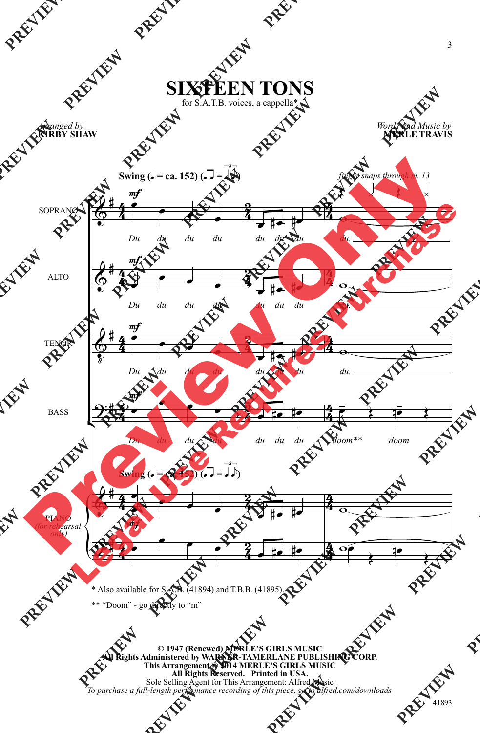# SIXTEEN TONS

for S.A.T.B. voices, a cappella*

*Arranged by*
**KIRBY SHAW**

*Words and Music by*
**MERLE TRAVIS**

**Swing** (♩ = ca. 152)

*finger snaps through m. 13*

SOPRANO — *mf* Du du du du du du du du.

ALTO — *mf* Du du du du du du du du.

TENOR — *mf* Du du du du du du du du.

BASS — *mf* Du du du du du du du doom** doom

PIANO *(for rehearsal only)*

\* Also available for S.A.B. (41894) and T.B.B. (41895).

\*\* "Doom" - go directly to "m"

**© 1947 (Renewed) MERLE'S GIRLS MUSIC**
**All Rights Administered by WARNER-TAMERLANE PUBLISHING CORP.**
**This Arrangement © 2014 MERLE'S GIRLS MUSIC**
**All Rights Reserved. Printed in USA.**
Sole Selling Agent for This Arrangement: Alfred Music
*To purchase a full-length performance recording of this piece, go to alfred.com/downloads*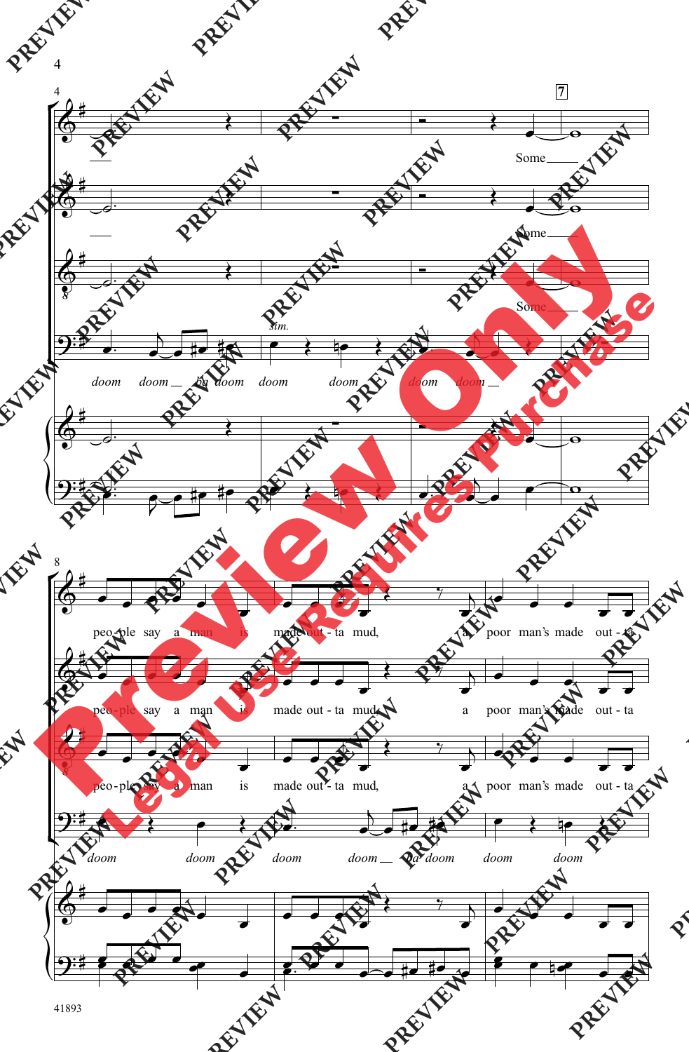7

Some

Some

Some

*sim.*

doom doom ba doom doom doom doom doom

8

peo - ple say a man is made out - ta mud, a poor man's made out - ta

peo - ple say a man is made out - ta mud, a poor man's made out - ta

peo - ple say a man is made out - ta mud, a poor man's made out - ta

doom doom doom doom ba doom doom doom

41893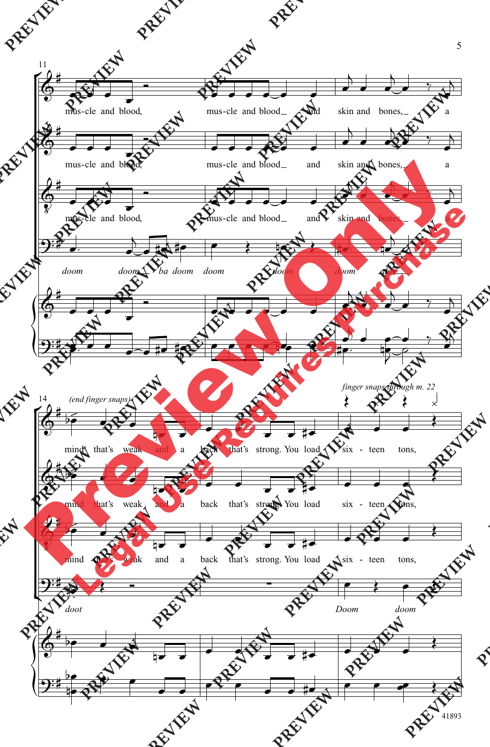11

mus-cle and blood, mus-cle and blood_ and skin and bones,_ a

mus-cle and blood, mus-cle and blood_ and skin and bones,_ a

mus-cle and blood, mus-cle and blood_ and skin and bones,_ a

*doom doom_ ba doom doom doom doom doo*

14

*(end finger snaps)*

*finger snaps through m. 22*

mind that's weak and a back that's strong. You load six - teen tons,

mind that's weak and a back that's strong. You load six - teen tons,

mind that's weak and a back that's strong. You load six - teen tons,

*doot Doom doom*

Preview Only

Legal Use Requires Purchase

41893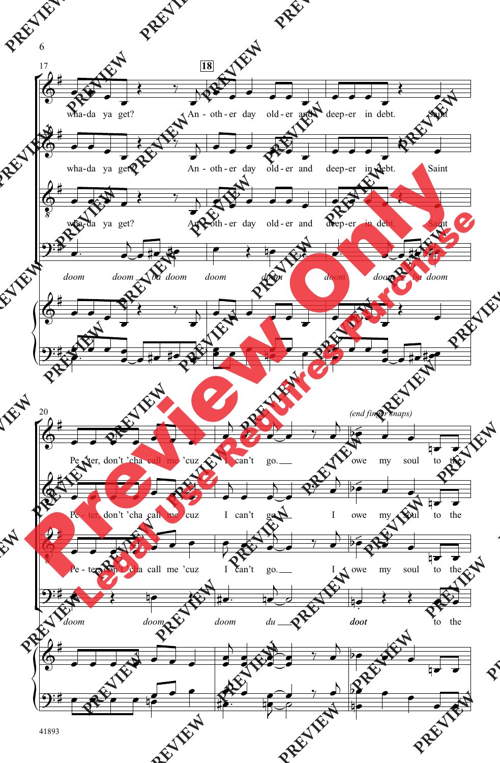17

18

wha-da ya get? An - oth - er day old - er and deep - er in debt. Saint

wha-da ya get? An - oth - er day old - er and deep - er in debt. Saint

wha-da ya get? An - oth - er day old - er and deep - er in debt. Saint

*doom* *doom* *ba doom* *doom* *doom* *doom* *doom* *ba doom*

20

*(end finger snaps)*

Pe - ter, don't 'cha call me 'cuz I can't go. I owe my soul to the

Pe - ter, don't 'cha call me 'cuz I can't go. I owe my soul to the

Pe - ter, don't 'cha call me 'cuz I can't go. I owe my soul to the

*doom* *doom* *doom* *du* **doot** to the

41893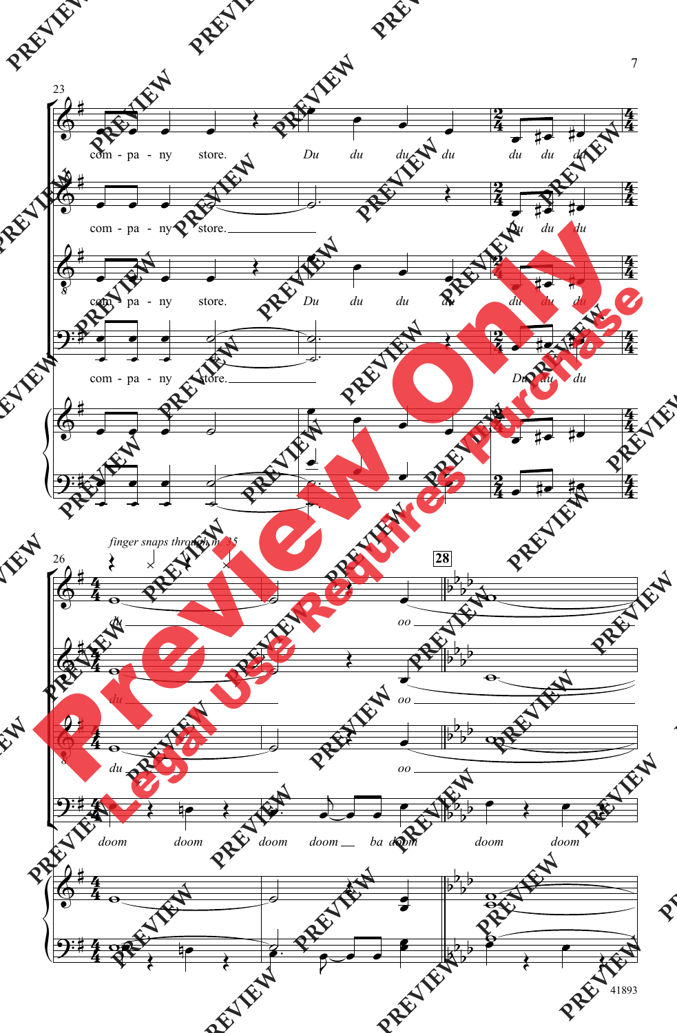23

com - pa - ny store. *Du* du du du du du du

com - pa - ny store. ______ *Du* du du

com - pa - ny store. *Du* du du du du du du

com - pa - ny store. ______ *Du* du du

26

*finger snaps through m. 35*

**28**

du ______ oo ______

du ______ oo ______

du ______ oo ______

doom doom doom doom __ ba doom doom doom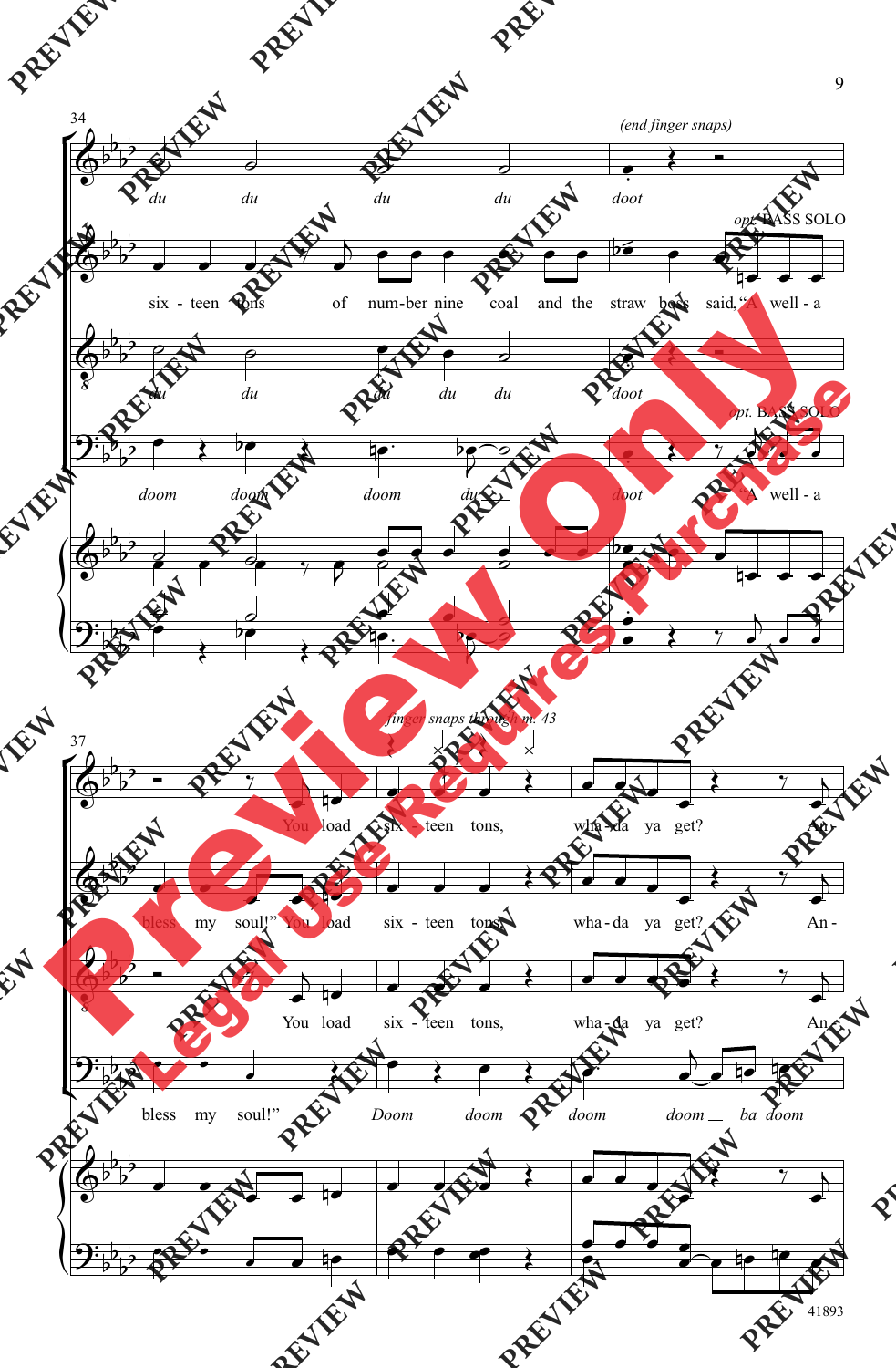34

*(end finger snaps)*

*du* *du* *du* *du* *doot*

*opt.* BASS SOLO

six - teen tons of num-ber nine coal and the straw boss said, "A well - a

*du* *du* *du* *du* *du* *doot*

*opt.* BASS SOLO

*doom* *doom* *doom* *du* *doot* "A well - a

37

*finger snaps through m. 43*

You load six - teen tons, wha - da ya get? An -

bless my soul!" You load six - teen tons, wha - da ya get? An -

You load six - teen tons, wha - da ya get? An -

bless my soul!" *Doom* *doom* *doom* *doom* *ba* *doom*

41893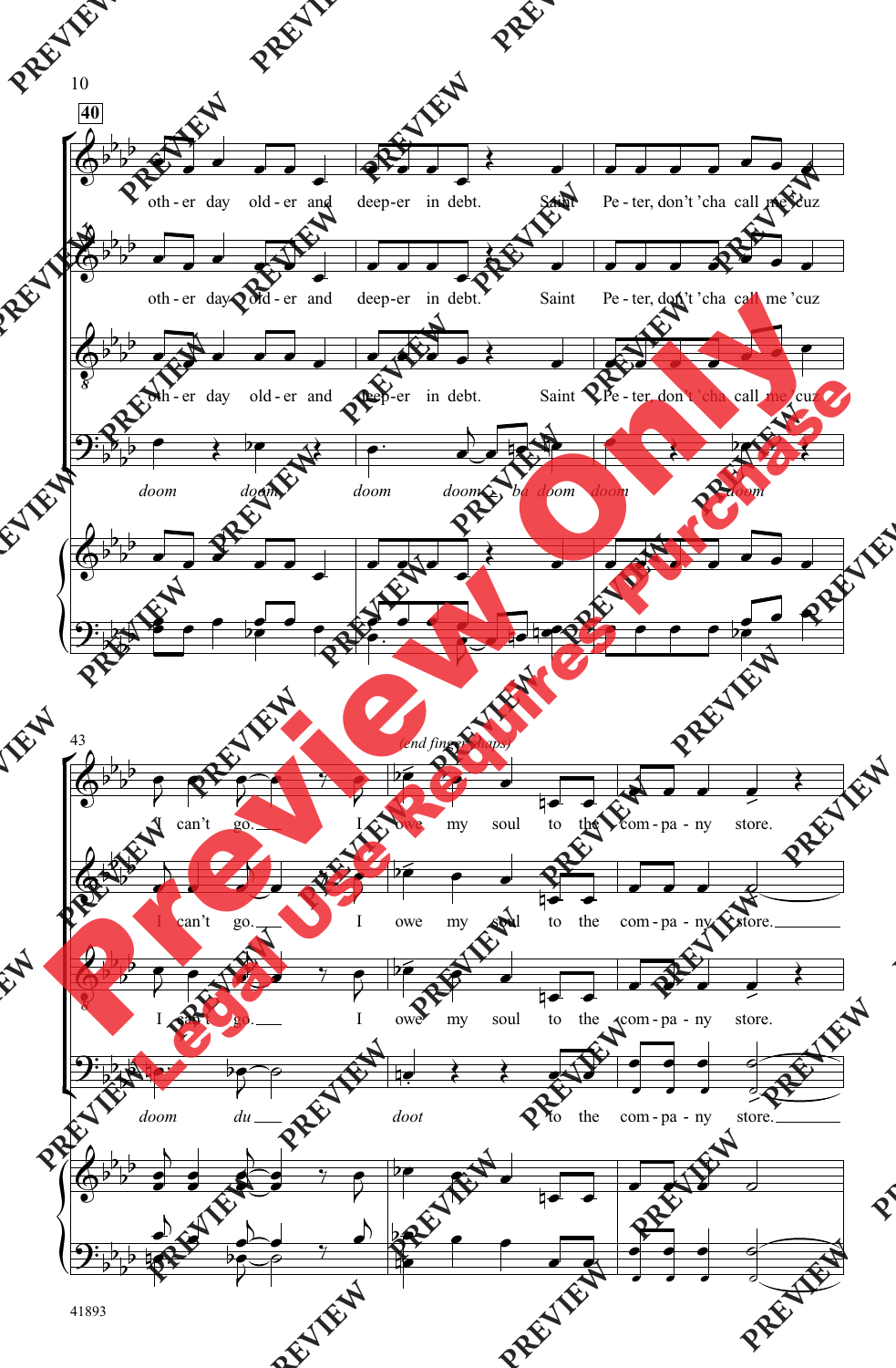**40**

oth - er day old - er and deep - er in debt. Saint Pe - ter, don't 'cha call me 'cuz

oth - er day old - er and deep - er in debt. Saint Pe - ter, don't 'cha call me 'cuz

oth - er day old - er and deep - er in debt. Saint Pe - ter, don't 'cha call me 'cuz

*doom doom doom doom ba doom doom doom*

43

*(end finger snaps)*

I can't go. I owe my soul to the com - pa - ny store.

I can't go. I owe my soul to the com - pa - ny store.

I can't go. I owe my soul to the com - pa - ny store.

*doom du doot* to the com - pa - ny store.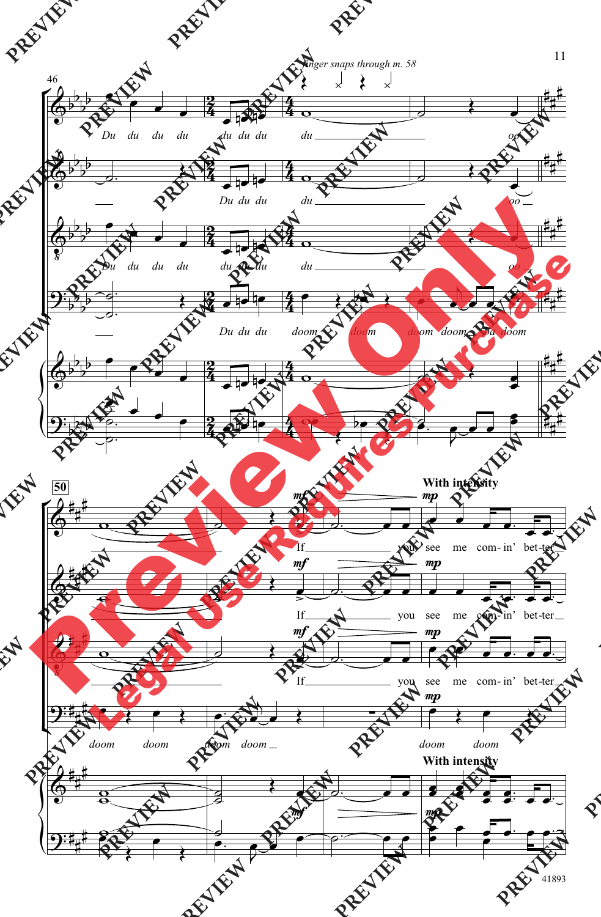*Finger snaps through m. 58*

Du du du du du du du du oo

Du du du du oo

Du du du du du du du du oo

Du du du doom doom doom doom du doom

**With intensity**

If you see me com- in' bet-ter

If you see me com- in' bet-ter

If you see me com- in' bet-ter

doom doom doom doom doom doom

**With intensity**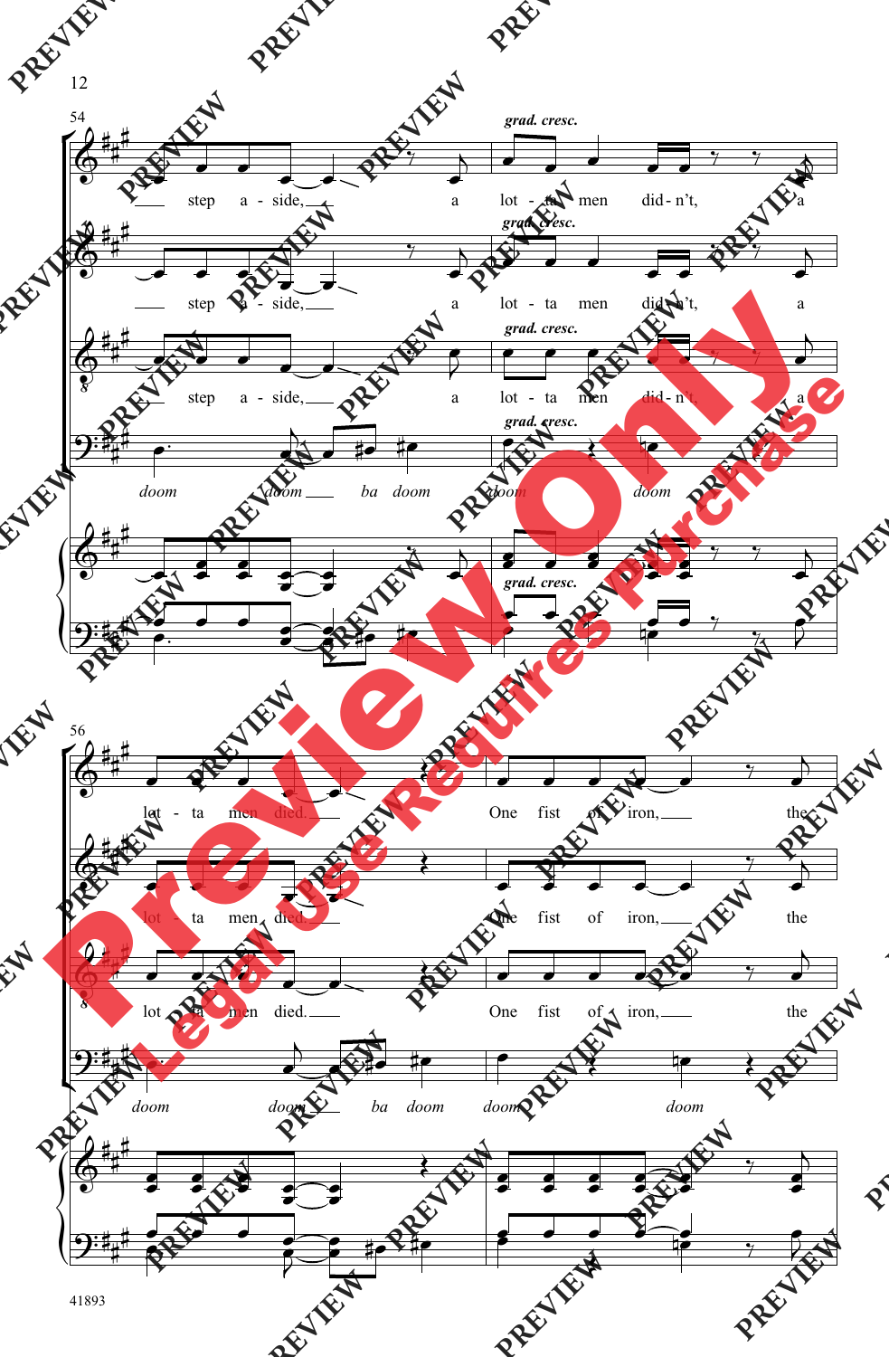54

*grad. cresc.*

step a - side, a lot - ta men did - n't, a

step a - side, a lot - ta men did - n't, a

step a - side, a lot - ta men did - n't, a

*doom doom ba doom doom doom*

56

lot - ta men died. One fist of iron, the

lot - ta men died. One fist of iron, the

lot - ta men died. One fist of iron, the

*doom doom ba doom doom doom*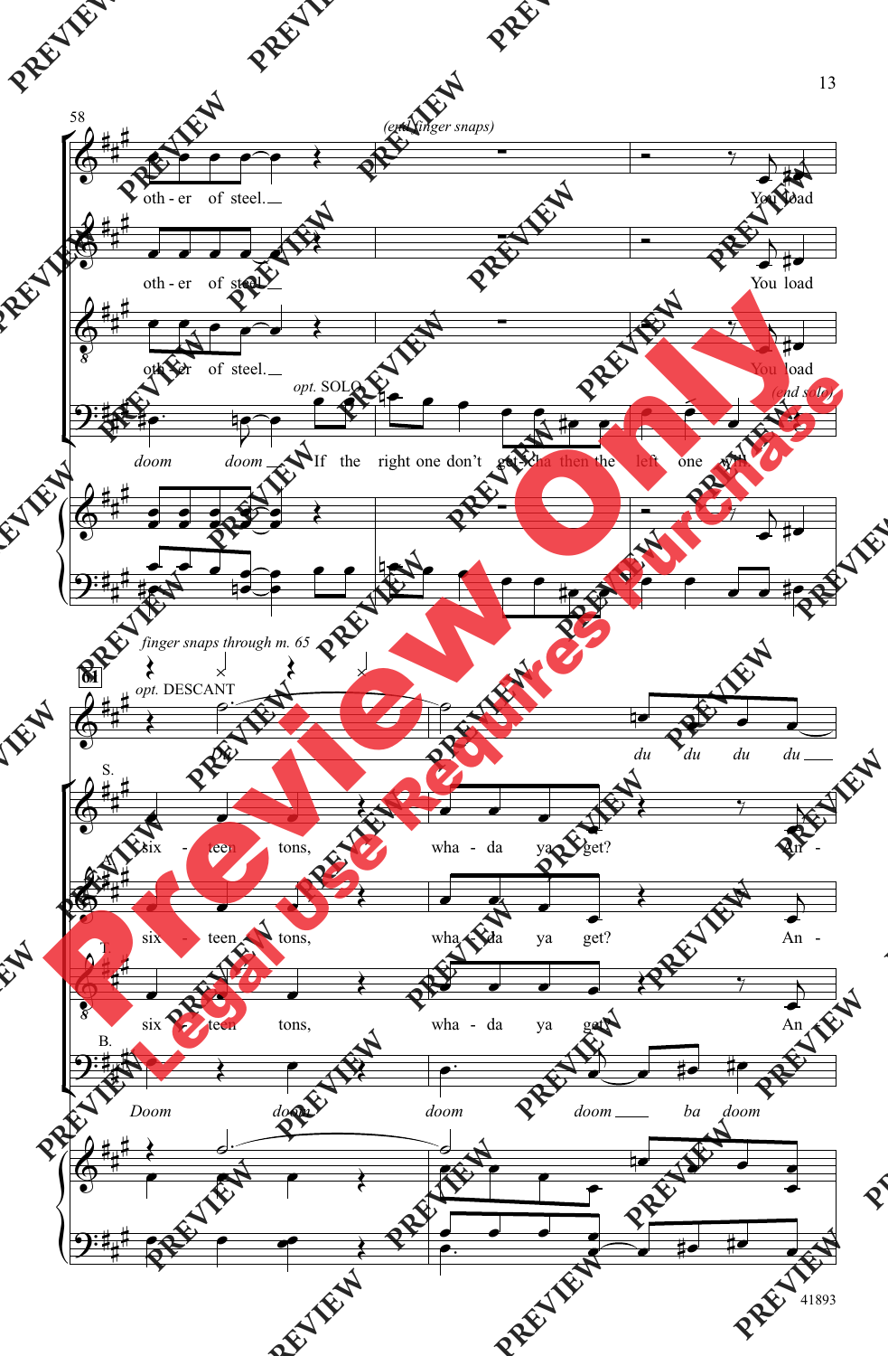58

*(end finger snaps)*

oth - er of steel. You load

oth - er of steel. You load

oth - er of steel. You load

*opt.* SOLO *(end solo)*

*doom* *doom* If the right one don't get - cha then the left one will.

*finger snaps through m. 65*

61

*opt.* DESCANT

Oo *du du du du*

S.

six - teen tons, wha - da ya get? An -

A.

six - teen tons, wha - da ya get? An -

T.

six - teen tons, wha - da ya get? An

B.

*Doom doom doom doom ba doom*

41893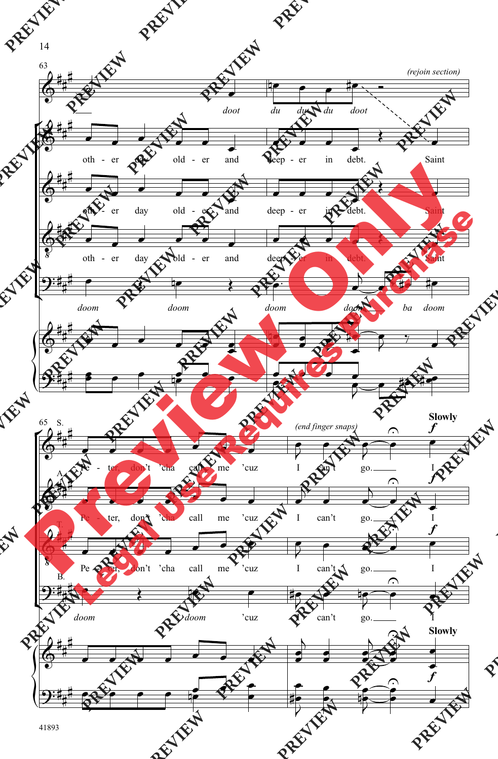63

*(rejoin section)*

doot du du du doot

oth - er day old - er and deep - er in debt. Saint

oth - er day old - er and deep - er in debt. Saint

oth - er day old - er and deep - er in debt. Saint

*doom doom doom doom ba doom*

65 S.

*(end finger snaps)*

**Slowly**

***f***

Pe - ter, don't 'cha call me 'cuz I can't go. I

A.

Pe - ter, don't 'cha call me 'cuz I can't go. I

T.

Pe - ter, don't 'cha call me 'cuz I can't go. I

B.

*doom doom* 'cuz I can't go. I

**Slowly**

41893